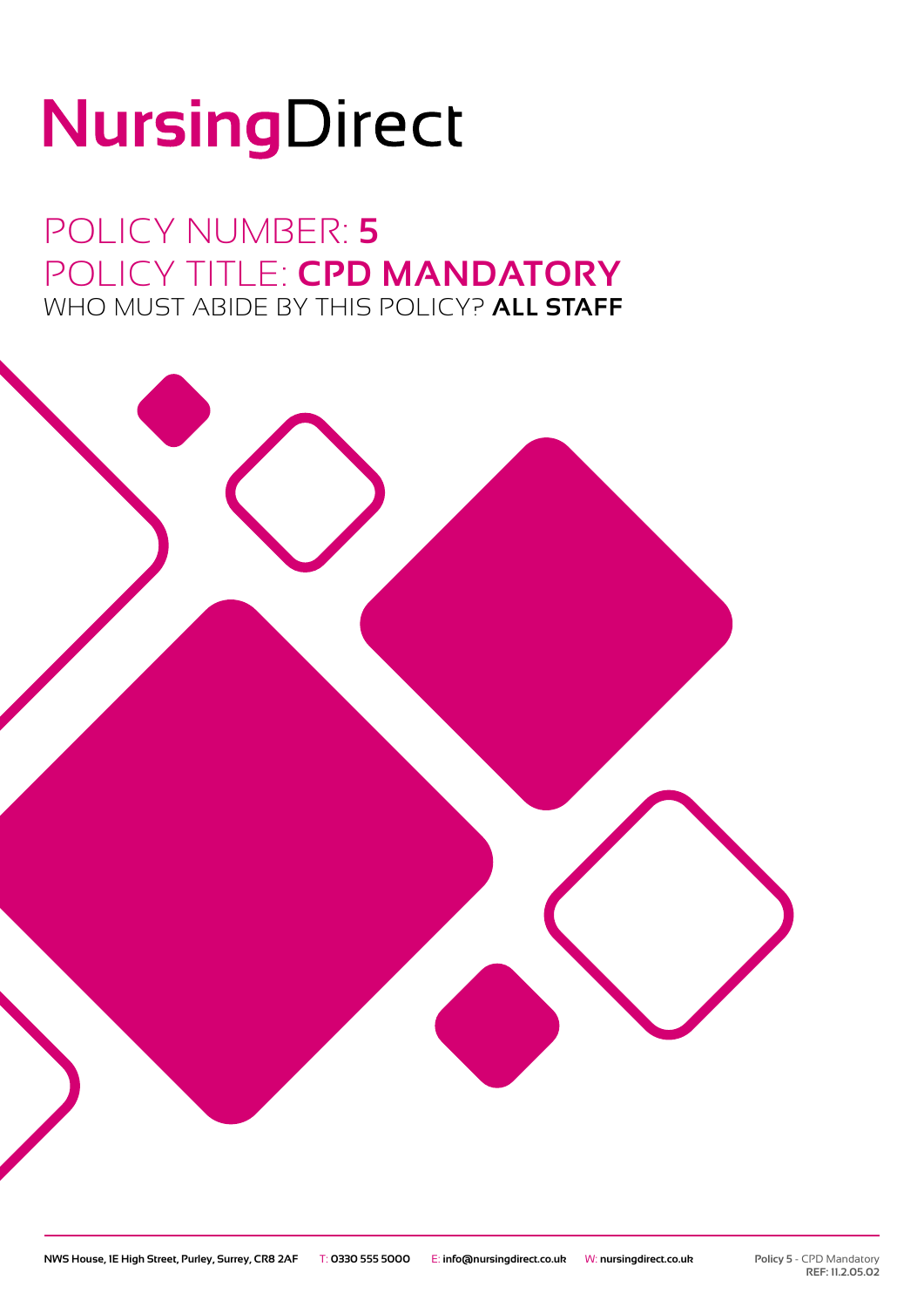# NursingDirect

## POLICY NUMBER: **5**
## POLICY TITLE: **CPD MANDATORY**
### WHO MUST ABIDE BY THIS POLICY? **ALL STAFF**

**NWS House, 1E High Street, Purley, Surrey, CR8 2AF** T: **0330 555 5000** E: **info@nursingdirect.co.uk** W: **nursingdirect.co.uk**

**Policy 5** - CPD Mandatory
**REF: 11.2.05.02**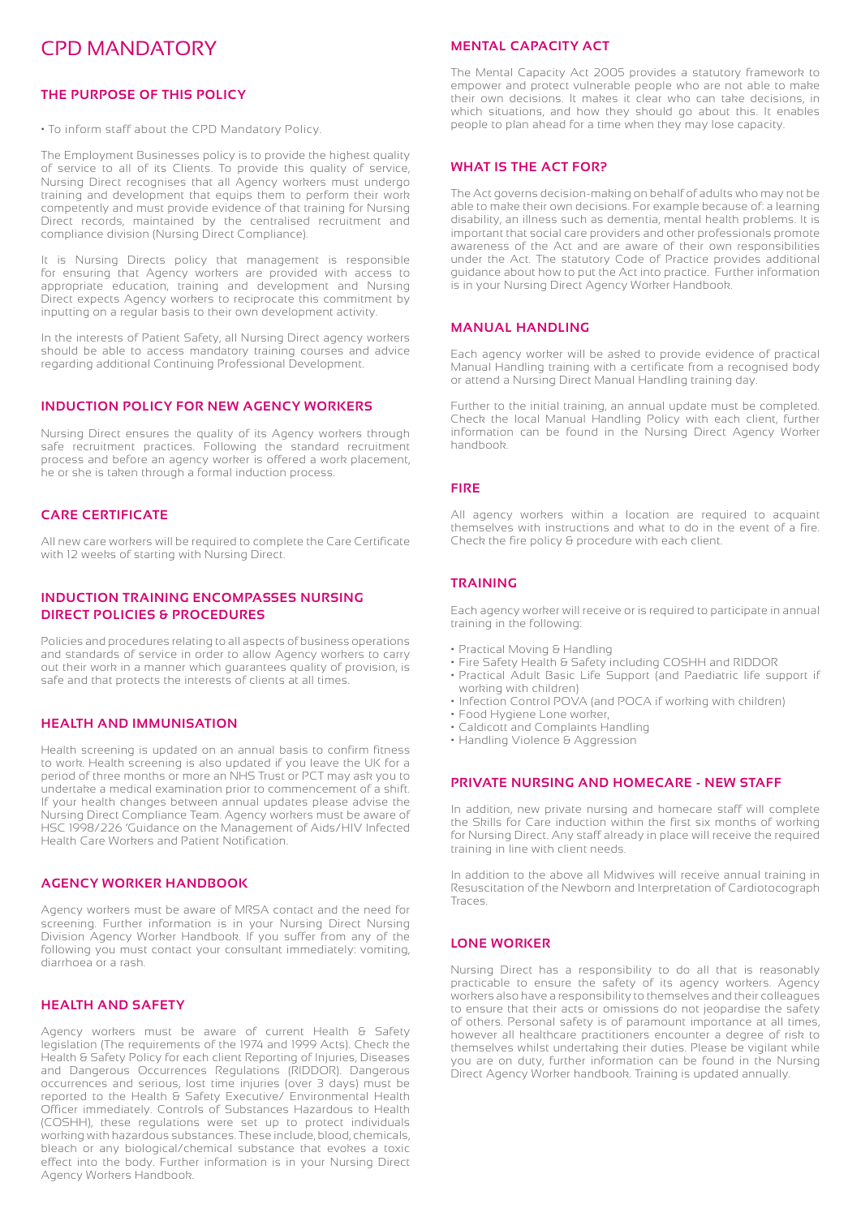# CPD MANDATORY

## THE PURPOSE OF THIS POLICY

- To inform staff about the CPD Mandatory Policy.

The Employment Businesses policy is to provide the highest quality of service to all of its Clients. To provide this quality of service, Nursing Direct recognises that all Agency workers must undergo training and development that equips them to perform their work competently and must provide evidence of that training for Nursing Direct records, maintained by the centralised recruitment and compliance division (Nursing Direct Compliance).

It is Nursing Directs policy that management is responsible for ensuring that Agency workers are provided with access to appropriate education, training and development and Nursing Direct expects Agency workers to reciprocate this commitment by inputting on a regular basis to their own development activity.

In the interests of Patient Safety, all Nursing Direct agency workers should be able to access mandatory training courses and advice regarding additional Continuing Professional Development.

## INDUCTION POLICY FOR NEW AGENCY WORKERS

Nursing Direct ensures the quality of its Agency workers through safe recruitment practices. Following the standard recruitment process and before an agency worker is offered a work placement, he or she is taken through a formal induction process.

## CARE CERTIFICATE

All new care workers will be required to complete the Care Certificate with 12 weeks of starting with Nursing Direct.

## INDUCTION TRAINING ENCOMPASSES NURSING DIRECT POLICIES & PROCEDURES

Policies and procedures relating to all aspects of business operations and standards of service in order to allow Agency workers to carry out their work in a manner which guarantees quality of provision, is safe and that protects the interests of clients at all times.

## HEALTH AND IMMUNISATION

Health screening is updated on an annual basis to confirm fitness to work. Health screening is also updated if you leave the UK for a period of three months or more an NHS Trust or PCT may ask you to undertake a medical examination prior to commencement of a shift. If your health changes between annual updates please advise the Nursing Direct Compliance Team. Agency workers must be aware of HSC 1998/226 'Guidance on the Management of Aids/HIV Infected Health Care Workers and Patient Notification.

## AGENCY WORKER HANDBOOK

Agency workers must be aware of MRSA contact and the need for screening. Further information is in your Nursing Direct Nursing Division Agency Worker Handbook. If you suffer from any of the following you must contact your consultant immediately: vomiting, diarrhoea or a rash.

## HEALTH AND SAFETY

Agency workers must be aware of current Health & Safety legislation (The requirements of the 1974 and 1999 Acts). Check the Health & Safety Policy for each client Reporting of Injuries, Diseases and Dangerous Occurrences Regulations (RIDDOR). Dangerous occurrences and serious, lost time injuries (over 3 days) must be reported to the Health & Safety Executive/ Environmental Health Officer immediately. Controls of Substances Hazardous to Health (COSHH), these regulations were set up to protect individuals working with hazardous substances. These include, blood, chemicals, bleach or any biological/chemical substance that evokes a toxic effect into the body. Further information is in your Nursing Direct Agency Workers Handbook.

## MENTAL CAPACITY ACT

The Mental Capacity Act 2005 provides a statutory framework to empower and protect vulnerable people who are not able to make their own decisions. It makes it clear who can take decisions, in which situations, and how they should go about this. It enables people to plan ahead for a time when they may lose capacity.

## WHAT IS THE ACT FOR?

The Act governs decision-making on behalf of adults who may not be able to make their own decisions. For example because of: a learning disability, an illness such as dementia, mental health problems. It is important that social care providers and other professionals promote awareness of the Act and are aware of their own responsibilities under the Act. The statutory Code of Practice provides additional guidance about how to put the Act into practice. Further information is in your Nursing Direct Agency Worker Handbook.

## MANUAL HANDLING

Each agency worker will be asked to provide evidence of practical Manual Handling training with a certificate from a recognised body or attend a Nursing Direct Manual Handling training day.

Further to the initial training, an annual update must be completed. Check the local Manual Handling Policy with each client, further information can be found in the Nursing Direct Agency Worker handbook.

## FIRE

All agency workers within a location are required to acquaint themselves with instructions and what to do in the event of a fire. Check the fire policy & procedure with each client.

## TRAINING

Each agency worker will receive or is required to participate in annual training in the following:

- Practical Moving & Handling
- Fire Safety Health & Safety including COSHH and RIDDOR
- Practical Adult Basic Life Support (and Paediatric life support if working with children)
- Infection Control POVA (and POCA if working with children)
- Food Hygiene Lone worker,
- Caldicott and Complaints Handling
- Handling Violence & Aggression

## PRIVATE NURSING AND HOMECARE - NEW STAFF

In addition, new private nursing and homecare staff will complete the Skills for Care induction within the first six months of working for Nursing Direct. Any staff already in place will receive the required training in line with client needs.

In addition to the above all Midwives will receive annual training in Resuscitation of the Newborn and Interpretation of Cardiotocograph Traces.

## LONE WORKER

Nursing Direct has a responsibility to do all that is reasonably practicable to ensure the safety of its agency workers. Agency workers also have a responsibility to themselves and their colleagues to ensure that their acts or omissions do not jeopardise the safety of others. Personal safety is of paramount importance at all times, however all healthcare practitioners encounter a degree of risk to themselves whilst undertaking their duties. Please be vigilant while you are on duty, further information can be found in the Nursing Direct Agency Worker handbook. Training is updated annually.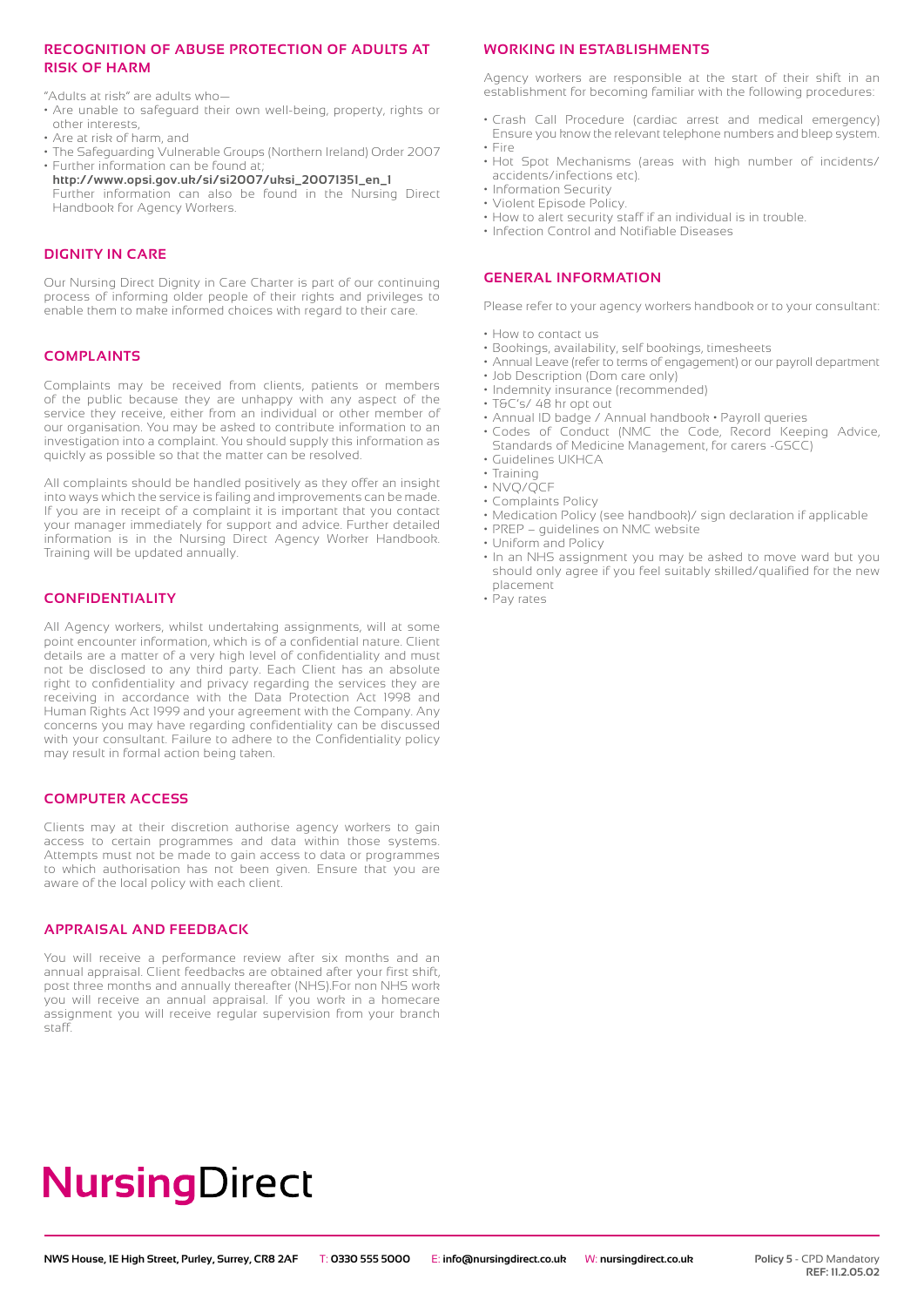## RECOGNITION OF ABUSE PROTECTION OF ADULTS AT RISK OF HARM

"Adults at risk" are adults who—

- Are unable to safeguard their own well-being, property, rights or other interests,
- Are at risk of harm, and
- The Safeguarding Vulnerable Groups (Northern Ireland) Order 2007
- Further information can be found at;
  **http://www.opsi.gov.uk/si/si2007/uksi_20071351_en_1**
  Further information can also be found in the Nursing Direct Handbook for Agency Workers.

## DIGNITY IN CARE

Our Nursing Direct Dignity in Care Charter is part of our continuing process of informing older people of their rights and privileges to enable them to make informed choices with regard to their care.

## COMPLAINTS

Complaints may be received from clients, patients or members of the public because they are unhappy with any aspect of the service they receive, either from an individual or other member of our organisation. You may be asked to contribute information to an investigation into a complaint. You should supply this information as quickly as possible so that the matter can be resolved.

All complaints should be handled positively as they offer an insight into ways which the service is failing and improvements can be made. If you are in receipt of a complaint it is important that you contact your manager immediately for support and advice. Further detailed information is in the Nursing Direct Agency Worker Handbook. Training will be updated annually.

## CONFIDENTIALITY

All Agency workers, whilst undertaking assignments, will at some point encounter information, which is of a confidential nature. Client details are a matter of a very high level of confidentiality and must not be disclosed to any third party. Each Client has an absolute right to confidentiality and privacy regarding the services they are receiving in accordance with the Data Protection Act 1998 and Human Rights Act 1999 and your agreement with the Company. Any concerns you may have regarding confidentiality can be discussed with your consultant. Failure to adhere to the Confidentiality policy may result in formal action being taken.

## COMPUTER ACCESS

Clients may at their discretion authorise agency workers to gain access to certain programmes and data within those systems. Attempts must not be made to gain access to data or programmes to which authorisation has not been given. Ensure that you are aware of the local policy with each client.

## APPRAISAL AND FEEDBACK

You will receive a performance review after six months and an annual appraisal. Client feedbacks are obtained after your first shift, post three months and annually thereafter (NHS).For non NHS work you will receive an annual appraisal. If you work in a homecare assignment you will receive regular supervision from your branch staff.

## WORKING IN ESTABLISHMENTS

Agency workers are responsible at the start of their shift in an establishment for becoming familiar with the following procedures:

- Crash Call Procedure (cardiac arrest and medical emergency) Ensure you know the relevant telephone numbers and bleep system.
- Fire
- Hot Spot Mechanisms (areas with high number of incidents/ accidents/infections etc).
- Information Security
- Violent Episode Policy.
- How to alert security staff if an individual is in trouble.
- Infection Control and Notifiable Diseases

## GENERAL INFORMATION

Please refer to your agency workers handbook or to your consultant:

- How to contact us
- Bookings, availability, self bookings, timesheets
- Annual Leave (refer to terms of engagement) or our payroll department
- Job Description (Dom care only)
- Indemnity insurance (recommended)
- T&C's/ 48 hr opt out
- Annual ID badge / Annual handbook • Payroll queries
- Codes of Conduct (NMC the Code, Record Keeping Advice, Standards of Medicine Management, for carers -GSCC)
- Guidelines UKHCA
- Training
- NVQ/QCF
- Complaints Policy
- Medication Policy (see handbook)/ sign declaration if applicable
- PREP – guidelines on NMC website
- Uniform and Policy
- In an NHS assignment you may be asked to move ward but you should only agree if you feel suitably skilled/qualified for the new placement
- Pay rates

**NursingDirect**

**NWS House, 1E High Street, Purley, Surrey, CR8 2AF** T: **0330 555 5000** E: **info@nursingdirect.co.uk** W: **nursingdirect.co.uk**

**Policy 5** - CPD Mandatory
**REF: 11.2.05.02**